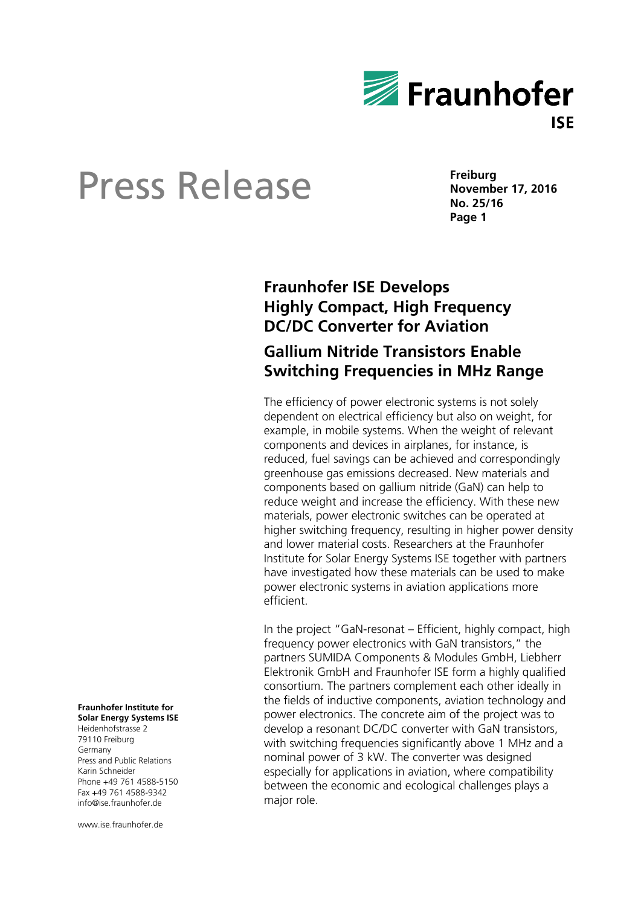# Press Release

**Freiburg**
**November 17, 2016**
**No. 25/16**

## Fraunhofer ISE Develops Highly Compact, High Frequency DC/DC Converter for Aviation

### Gallium Nitride Transistors Enable Switching Frequencies in MHz Range

The efficiency of power electronic systems is not solely dependent on electrical efficiency but also on weight, for example, in mobile systems. When the weight of relevant components and devices in airplanes, for instance, is reduced, fuel savings can be achieved and correspondingly greenhouse gas emissions decreased. New materials and components based on gallium nitride (GaN) can help to reduce weight and increase the efficiency. With these new materials, power electronic switches can be operated at higher switching frequency, resulting in higher power density and lower material costs. Researchers at the Fraunhofer Institute for Solar Energy Systems ISE together with partners have investigated how these materials can be used to make power electronic systems in aviation applications more efficient.

In the project "GaN-resonat – Efficient, highly compact, high frequency power electronics with GaN transistors," the partners SUMIDA Components & Modules GmbH, Liebherr Elektronik GmbH and Fraunhofer ISE form a highly qualified consortium. The partners complement each other ideally in the fields of inductive components, aviation technology and power electronics. The concrete aim of the project was to develop a resonant DC/DC converter with GaN transistors, with switching frequencies significantly above 1 MHz and a nominal power of 3 kW. The converter was designed especially for applications in aviation, where compatibility between the economic and ecological challenges plays a major role.

**Fraunhofer Institute for Solar Energy Systems ISE**
Heidenhofstrasse 2
79110 Freiburg
Germany
Press and Public Relations
Karin Schneider
Phone +49 761 4588-5150
Fax +49 761 4588-9342
info@ise.fraunhofer.de

www.ise.fraunhofer.de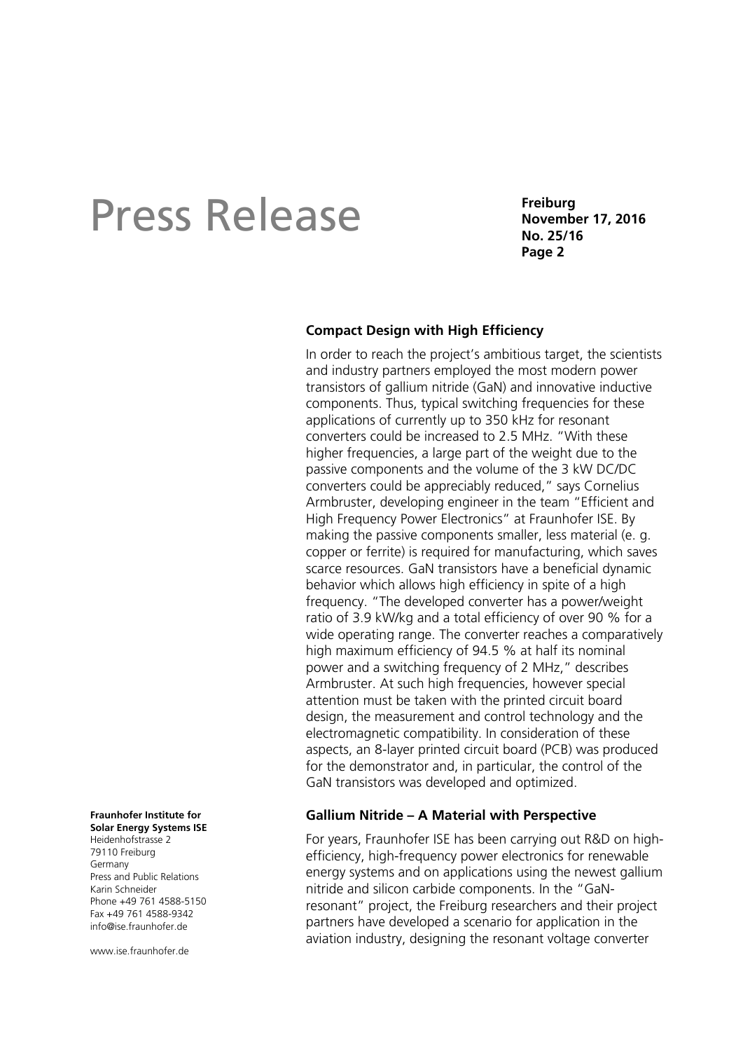## Compact Design with High Efficiency

In order to reach the project's ambitious target, the scientists and industry partners employed the most modern power transistors of gallium nitride (GaN) and innovative inductive components. Thus, typical switching frequencies for these applications of currently up to 350 kHz for resonant converters could be increased to 2.5 MHz. "With these higher frequencies, a large part of the weight due to the passive components and the volume of the 3 kW DC/DC converters could be appreciably reduced," says Cornelius Armbruster, developing engineer in the team "Efficient and High Frequency Power Electronics" at Fraunhofer ISE. By making the passive components smaller, less material (e. g. copper or ferrite) is required for manufacturing, which saves scarce resources. GaN transistors have a beneficial dynamic behavior which allows high efficiency in spite of a high frequency. "The developed converter has a power/weight ratio of 3.9 kW/kg and a total efficiency of over 90 % for a wide operating range. The converter reaches a comparatively high maximum efficiency of 94.5 % at half its nominal power and a switching frequency of 2 MHz," describes Armbruster. At such high frequencies, however special attention must be taken with the printed circuit board design, the measurement and control technology and the electromagnetic compatibility. In consideration of these aspects, an 8-layer printed circuit board (PCB) was produced for the demonstrator and, in particular, the control of the GaN transistors was developed and optimized.

## Gallium Nitride – A Material with Perspective

For years, Fraunhofer ISE has been carrying out R&D on high-efficiency, high-frequency power electronics for renewable energy systems and on applications using the newest gallium nitride and silicon carbide components. In the "GaN-resonant" project, the Freiburg researchers and their project partners have developed a scenario for application in the aviation industry, designing the resonant voltage converter

**Fraunhofer Institute for Solar Energy Systems ISE**
Heidenhofstrasse 2
79110 Freiburg
Germany
Press and Public Relations
Karin Schneider
Phone +49 761 4588-5150
Fax +49 761 4588-9342
info@ise.fraunhofer.de

www.ise.fraunhofer.de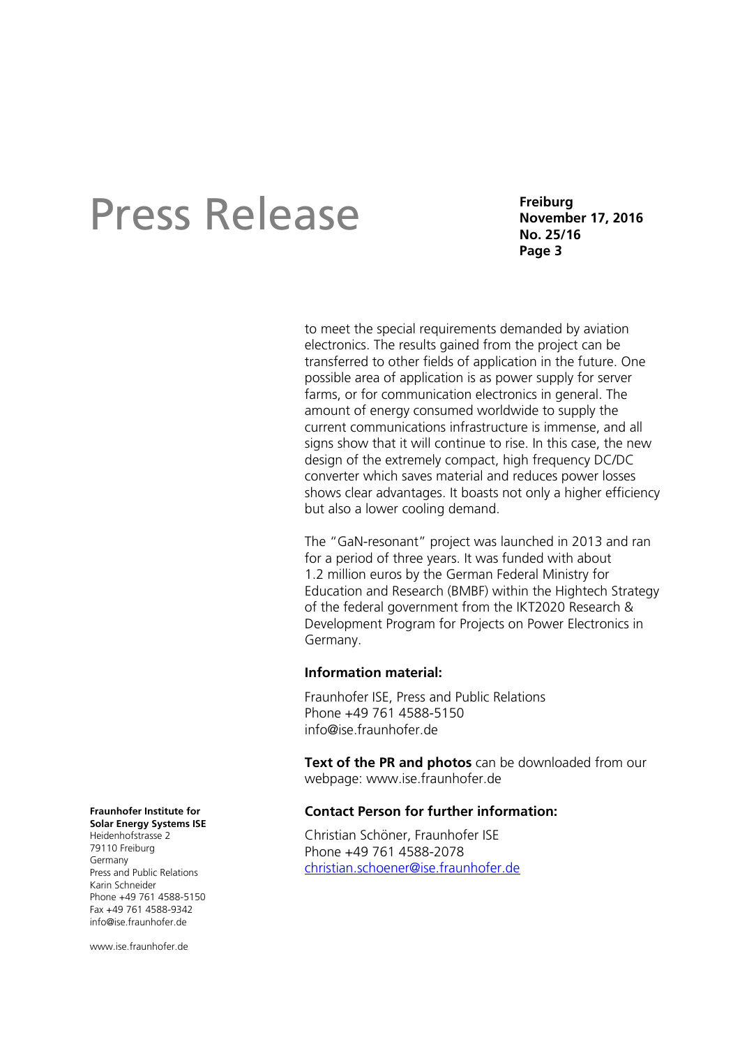to meet the special requirements demanded by aviation electronics. The results gained from the project can be transferred to other fields of application in the future. One possible area of application is as power supply for server farms, or for communication electronics in general. The amount of energy consumed worldwide to supply the current communications infrastructure is immense, and all signs show that it will continue to rise. In this case, the new design of the extremely compact, high frequency DC/DC converter which saves material and reduces power losses shows clear advantages. It boasts not only a higher efficiency but also a lower cooling demand.

The "GaN-resonant" project was launched in 2013 and ran for a period of three years. It was funded with about 1.2 million euros by the German Federal Ministry for Education and Research (BMBF) within the Hightech Strategy of the federal government from the IKT2020 Research & Development Program for Projects on Power Electronics in Germany.

**Information material:**

Fraunhofer ISE, Press and Public Relations
Phone +49 761 4588-5150
info@ise.fraunhofer.de

**Text of the PR and photos** can be downloaded from our webpage: www.ise.fraunhofer.de

**Contact Person for further information:**

Christian Schöner, Fraunhofer ISE
Phone +49 761 4588-2078
christian.schoener@ise.fraunhofer.de

**Fraunhofer Institute for Solar Energy Systems ISE**
Heidenhofstrasse 2
79110 Freiburg
Germany
Press and Public Relations
Karin Schneider
Phone +49 761 4588-5150
Fax +49 761 4588-9342
info@ise.fraunhofer.de

www.ise.fraunhofer.de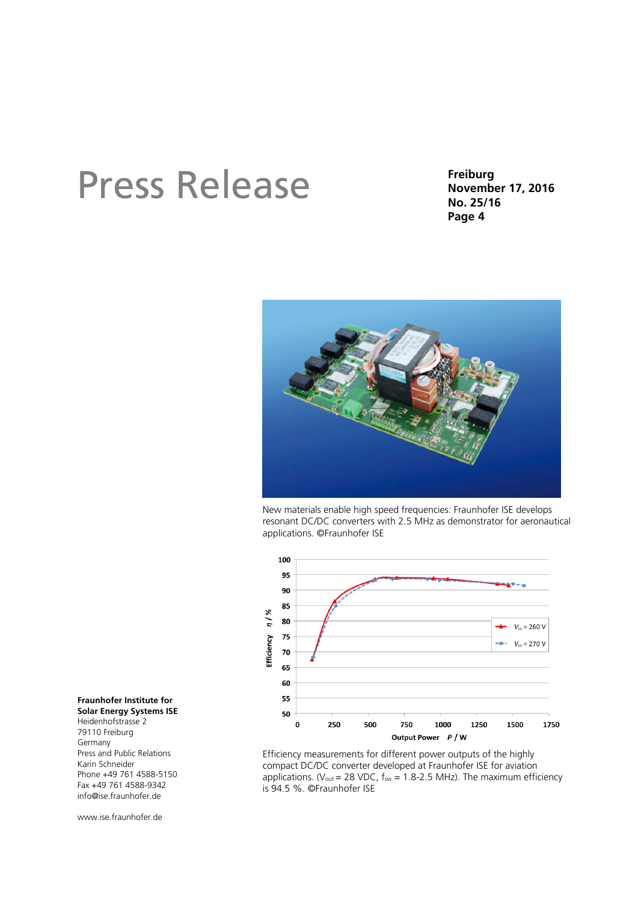# Press Release

**Freiburg**
**November 17, 2016**
**No. 25/16**

New materials enable high speed frequencies: Fraunhofer ISE develops resonant DC/DC converters with 2.5 MHz as demonstrator for aeronautical applications. ©Fraunhofer ISE

100
95
90
85
80
75
70
65
60
55
50

Efficiency η / %

0 250 500 750 1000 1250 1500 1750

Output Power P / W

$V_{in}$ = 260 V

$V_{in}$ = 270 V

Efficiency measurements for different power outputs of the highly compact DC/DC converter developed at Fraunhofer ISE for aviation applications. ($V_{out}$ = 28 VDC, $f_{sw}$ = 1.8-2.5 MHz). The maximum efficiency is 94.5 %. ©Fraunhofer ISE

**Fraunhofer Institute for Solar Energy Systems ISE**
Heidenhofstrasse 2
79110 Freiburg
Germany
Press and Public Relations
Karin Schneider
Phone +49 761 4588-5150
Fax +49 761 4588-9342
info@ise.fraunhofer.de

www.ise.fraunhofer.de